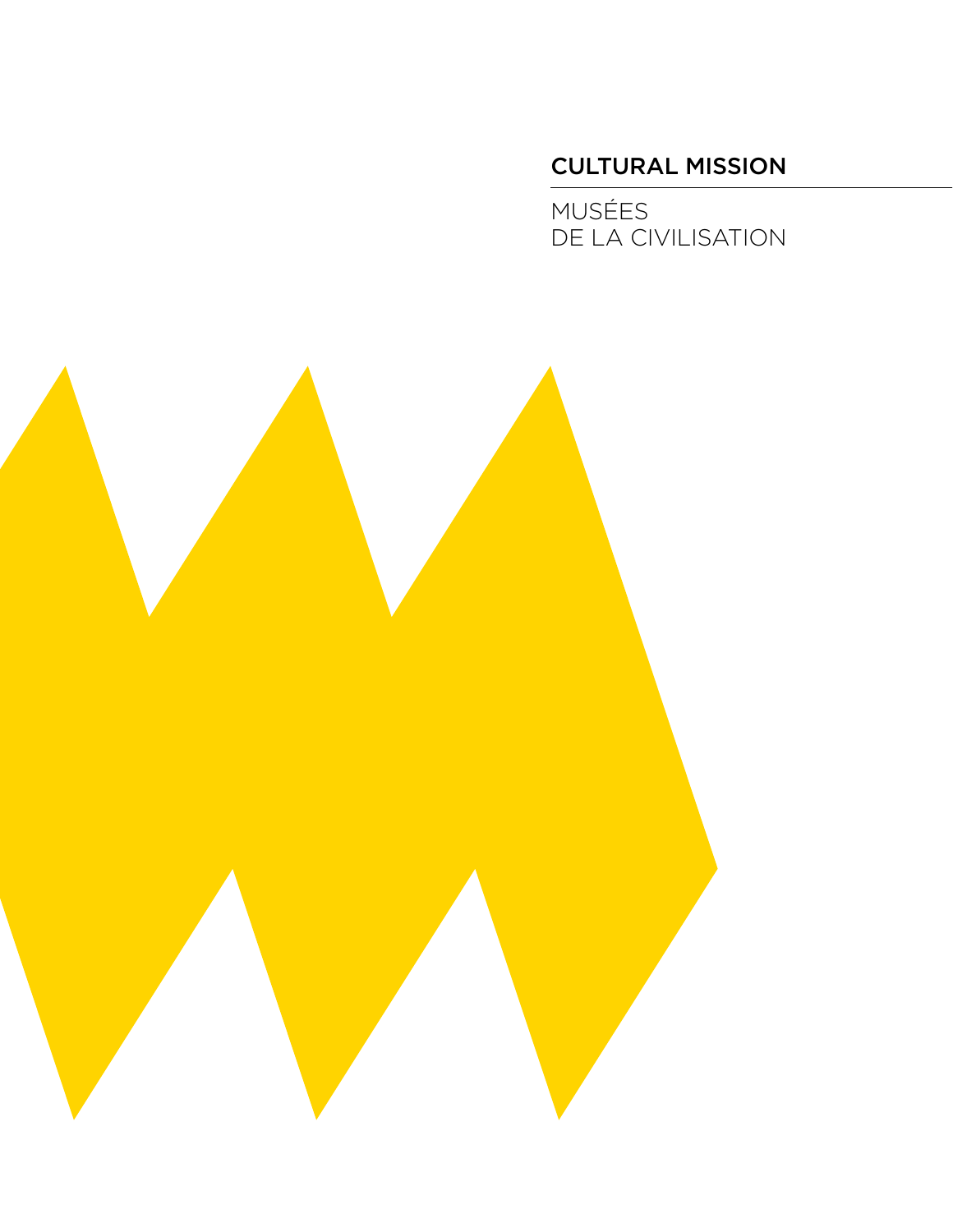# CULTURAL MISSION

MUSÉES
DE LA CIVILISATION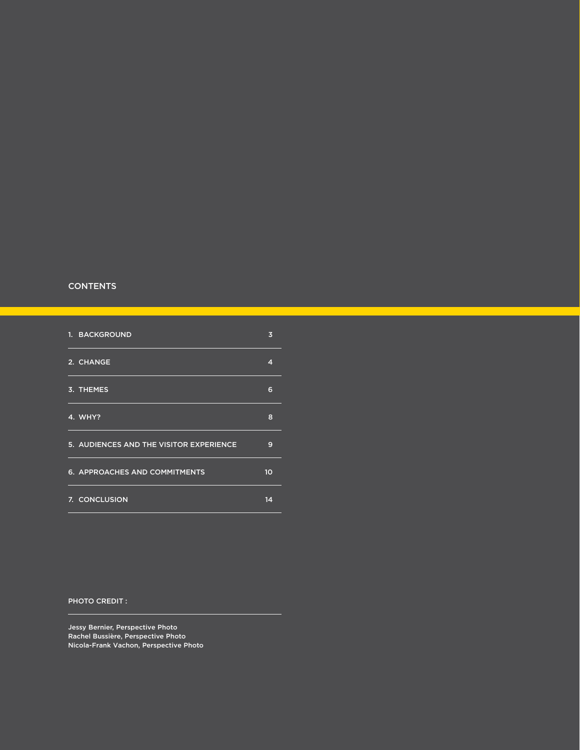## CONTENTS

| | |
|---|---|
| 1. BACKGROUND | 3 |
| 2. CHANGE | 4 |
| 3. THEMES | 6 |
| 4. WHY? | 8 |
| 5. AUDIENCES AND THE VISITOR EXPERIENCE | 9 |
| 6. APPROACHES AND COMMITMENTS | 10 |
| 7. CONCLUSION | 14 |

PHOTO CREDIT :

Jessy Bernier, Perspective Photo
Rachel Bussière, Perspective Photo
Nicola-Frank Vachon, Perspective Photo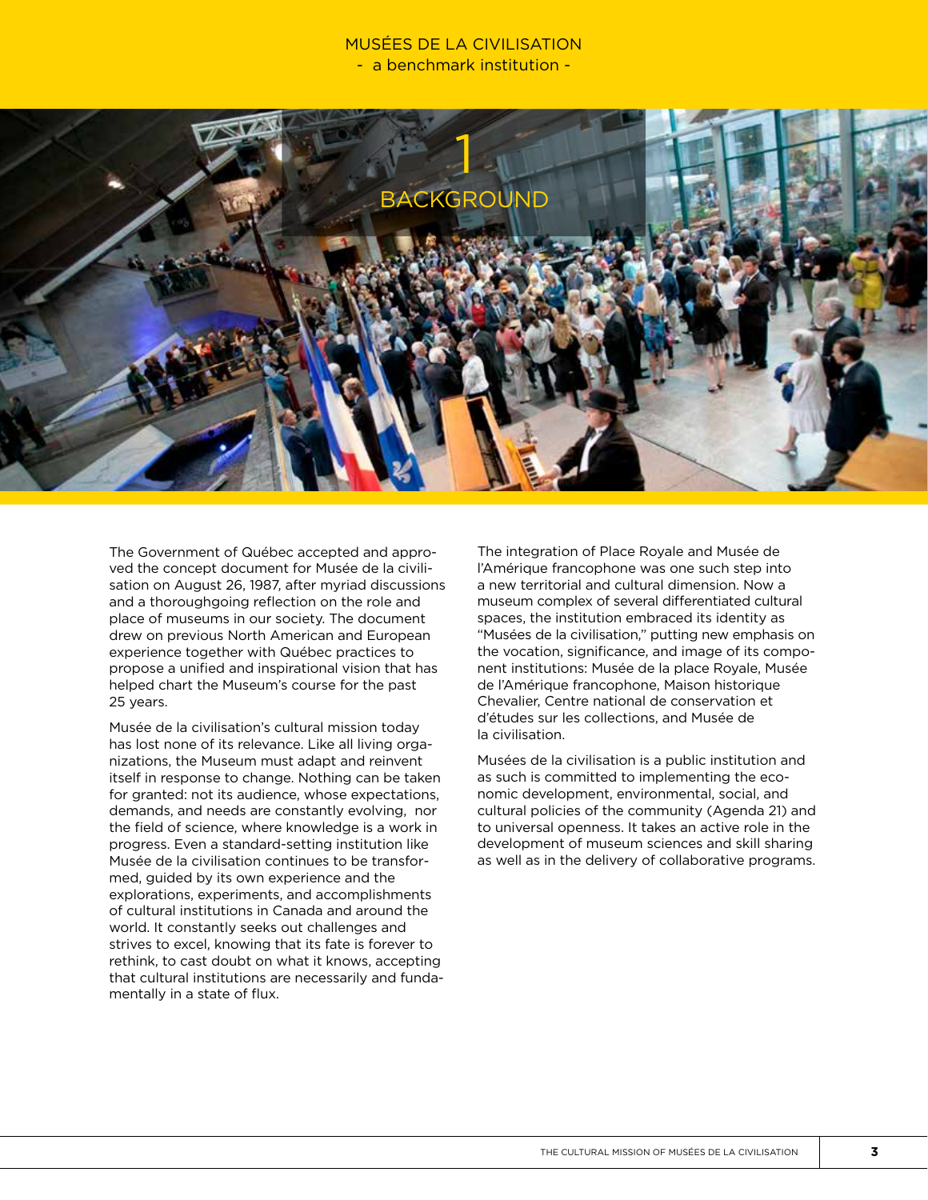# 1 BACKGROUND

The Government of Québec accepted and approved the concept document for Musée de la civilisation on August 26, 1987, after myriad discussions and a thoroughgoing reflection on the role and place of museums in our society. The document drew on previous North American and European experience together with Québec practices to propose a unified and inspirational vision that has helped chart the Museum's course for the past 25 years.

Musée de la civilisation's cultural mission today has lost none of its relevance. Like all living organizations, the Museum must adapt and reinvent itself in response to change. Nothing can be taken for granted: not its audience, whose expectations, demands, and needs are constantly evolving, nor the field of science, where knowledge is a work in progress. Even a standard-setting institution like Musée de la civilisation continues to be transformed, guided by its own experience and the explorations, experiments, and accomplishments of cultural institutions in Canada and around the world. It constantly seeks out challenges and strives to excel, knowing that its fate is forever to rethink, to cast doubt on what it knows, accepting that cultural institutions are necessarily and fundamentally in a state of flux.

The integration of Place Royale and Musée de l'Amérique francophone was one such step into a new territorial and cultural dimension. Now a museum complex of several differentiated cultural spaces, the institution embraced its identity as "Musées de la civilisation," putting new emphasis on the vocation, significance, and image of its component institutions: Musée de la place Royale, Musée de l'Amérique francophone, Maison historique Chevalier, Centre national de conservation et d'études sur les collections, and Musée de la civilisation.

Musées de la civilisation is a public institution and as such is committed to implementing the economic development, environmental, social, and cultural policies of the community (Agenda 21) and to universal openness. It takes an active role in the development of museum sciences and skill sharing as well as in the delivery of collaborative programs.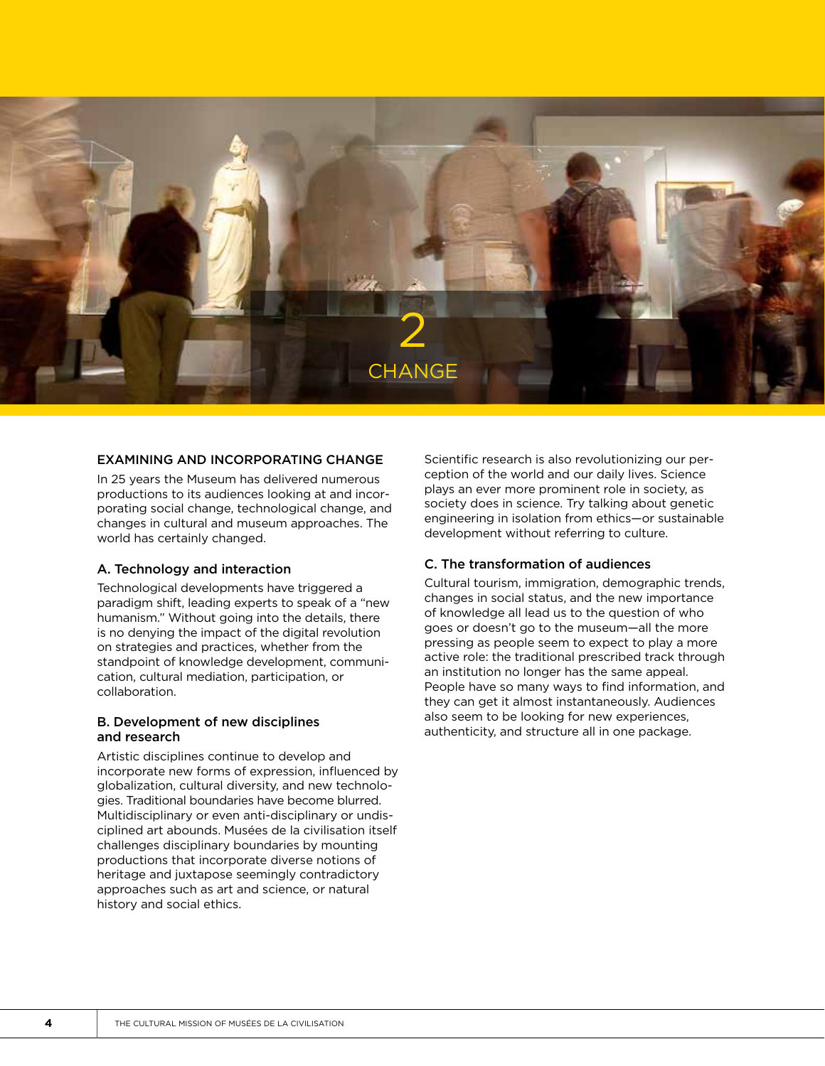# 2 CHANGE

## EXAMINING AND INCORPORATING CHANGE

In 25 years the Museum has delivered numerous productions to its audiences looking at and incorporating social change, technological change, and changes in cultural and museum approaches. The world has certainly changed.

### A. Technology and interaction

Technological developments have triggered a paradigm shift, leading experts to speak of a "new humanism." Without going into the details, there is no denying the impact of the digital revolution on strategies and practices, whether from the standpoint of knowledge development, communication, cultural mediation, participation, or collaboration.

### B. Development of new disciplines and research

Artistic disciplines continue to develop and incorporate new forms of expression, influenced by globalization, cultural diversity, and new technologies. Traditional boundaries have become blurred. Multidisciplinary or even anti-disciplinary or undisciplined art abounds. Musées de la civilisation itself challenges disciplinary boundaries by mounting productions that incorporate diverse notions of heritage and juxtapose seemingly contradictory approaches such as art and science, or natural history and social ethics.

Scientific research is also revolutionizing our perception of the world and our daily lives. Science plays an ever more prominent role in society, as society does in science. Try talking about genetic engineering in isolation from ethics—or sustainable development without referring to culture.

### C. The transformation of audiences

Cultural tourism, immigration, demographic trends, changes in social status, and the new importance of knowledge all lead us to the question of who goes or doesn't go to the museum—all the more pressing as people seem to expect to play a more active role: the traditional prescribed track through an institution no longer has the same appeal. People have so many ways to find information, and they can get it almost instantaneously. Audiences also seem to be looking for new experiences, authenticity, and structure all in one package.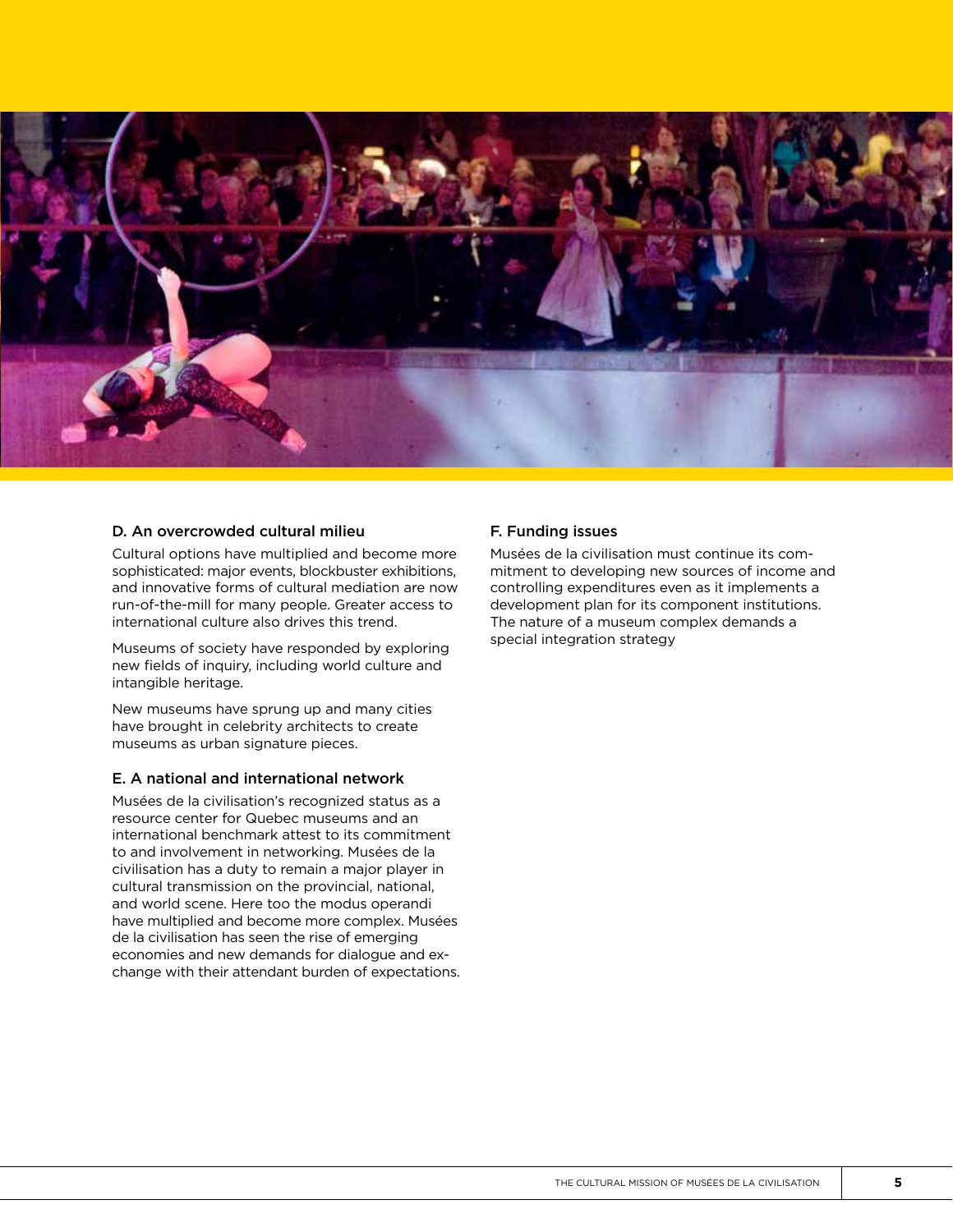### D. An overcrowded cultural milieu

Cultural options have multiplied and become more sophisticated: major events, blockbuster exhibitions, and innovative forms of cultural mediation are now run-of-the-mill for many people. Greater access to international culture also drives this trend.

Museums of society have responded by exploring new fields of inquiry, including world culture and intangible heritage.

New museums have sprung up and many cities have brought in celebrity architects to create museums as urban signature pieces.

### E. A national and international network

Musées de la civilisation's recognized status as a resource center for Quebec museums and an international benchmark attest to its commitment to and involvement in networking. Musées de la civilisation has a duty to remain a major player in cultural transmission on the provincial, national, and world scene. Here too the modus operandi have multiplied and become more complex. Musées de la civilisation has seen the rise of emerging economies and new demands for dialogue and exchange with their attendant burden of expectations.

### F. Funding issues

Musées de la civilisation must continue its commitment to developing new sources of income and controlling expenditures even as it implements a development plan for its component institutions. The nature of a museum complex demands a special integration strategy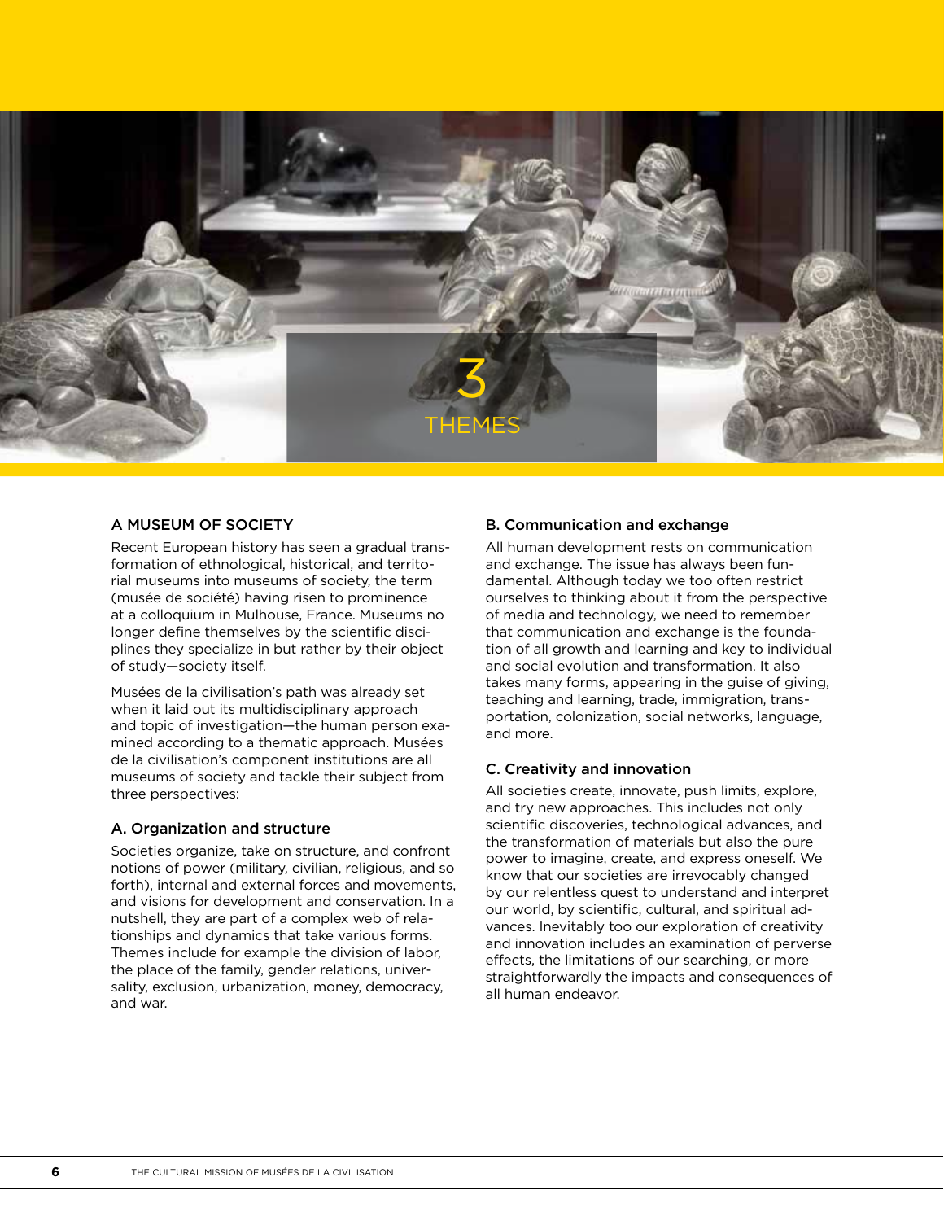# 3 THEMES

## A MUSEUM OF SOCIETY

Recent European history has seen a gradual transformation of ethnological, historical, and territorial museums into museums of society, the term (musée de société) having risen to prominence at a colloquium in Mulhouse, France. Museums no longer define themselves by the scientific disciplines they specialize in but rather by their object of study—society itself.

Musées de la civilisation's path was already set when it laid out its multidisciplinary approach and topic of investigation—the human person examined according to a thematic approach. Musées de la civilisation's component institutions are all museums of society and tackle their subject from three perspectives:

### A. Organization and structure

Societies organize, take on structure, and confront notions of power (military, civilian, religious, and so forth), internal and external forces and movements, and visions for development and conservation. In a nutshell, they are part of a complex web of relationships and dynamics that take various forms. Themes include for example the division of labor, the place of the family, gender relations, universality, exclusion, urbanization, money, democracy, and war.

### B. Communication and exchange

All human development rests on communication and exchange. The issue has always been fundamental. Although today we too often restrict ourselves to thinking about it from the perspective of media and technology, we need to remember that communication and exchange is the foundation of all growth and learning and key to individual and social evolution and transformation. It also takes many forms, appearing in the guise of giving, teaching and learning, trade, immigration, transportation, colonization, social networks, language, and more.

### C. Creativity and innovation

All societies create, innovate, push limits, explore, and try new approaches. This includes not only scientific discoveries, technological advances, and the transformation of materials but also the pure power to imagine, create, and express oneself. We know that our societies are irrevocably changed by our relentless quest to understand and interpret our world, by scientific, cultural, and spiritual advances. Inevitably too our exploration of creativity and innovation includes an examination of perverse effects, the limitations of our searching, or more straightforwardly the impacts and consequences of all human endeavor.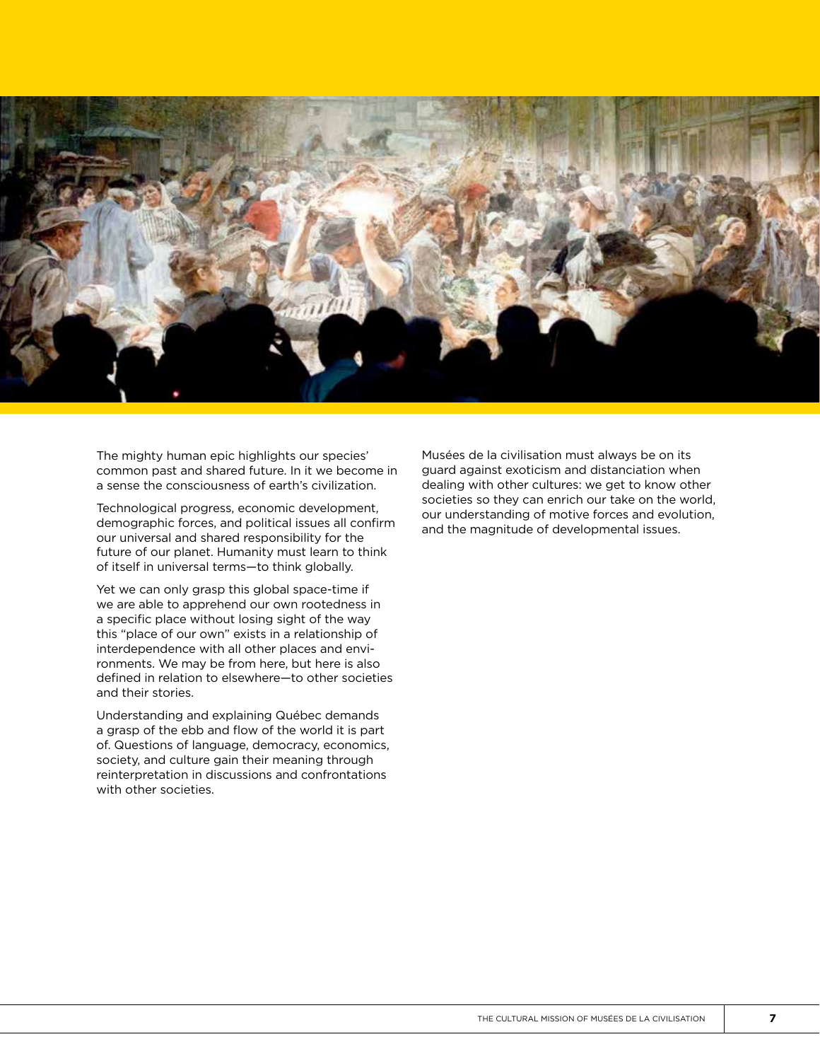The mighty human epic highlights our species' common past and shared future. In it we become in a sense the consciousness of earth's civilization.

Technological progress, economic development, demographic forces, and political issues all confirm our universal and shared responsibility for the future of our planet. Humanity must learn to think of itself in universal terms—to think globally.

Yet we can only grasp this global space-time if we are able to apprehend our own rootedness in a specific place without losing sight of the way this "place of our own" exists in a relationship of interdependence with all other places and environments. We may be from here, but here is also defined in relation to elsewhere—to other societies and their stories.

Understanding and explaining Québec demands a grasp of the ebb and flow of the world it is part of. Questions of language, democracy, economics, society, and culture gain their meaning through reinterpretation in discussions and confrontations with other societies.

Musées de la civilisation must always be on its guard against exoticism and distanciation when dealing with other cultures: we get to know other societies so they can enrich our take on the world, our understanding of motive forces and evolution, and the magnitude of developmental issues.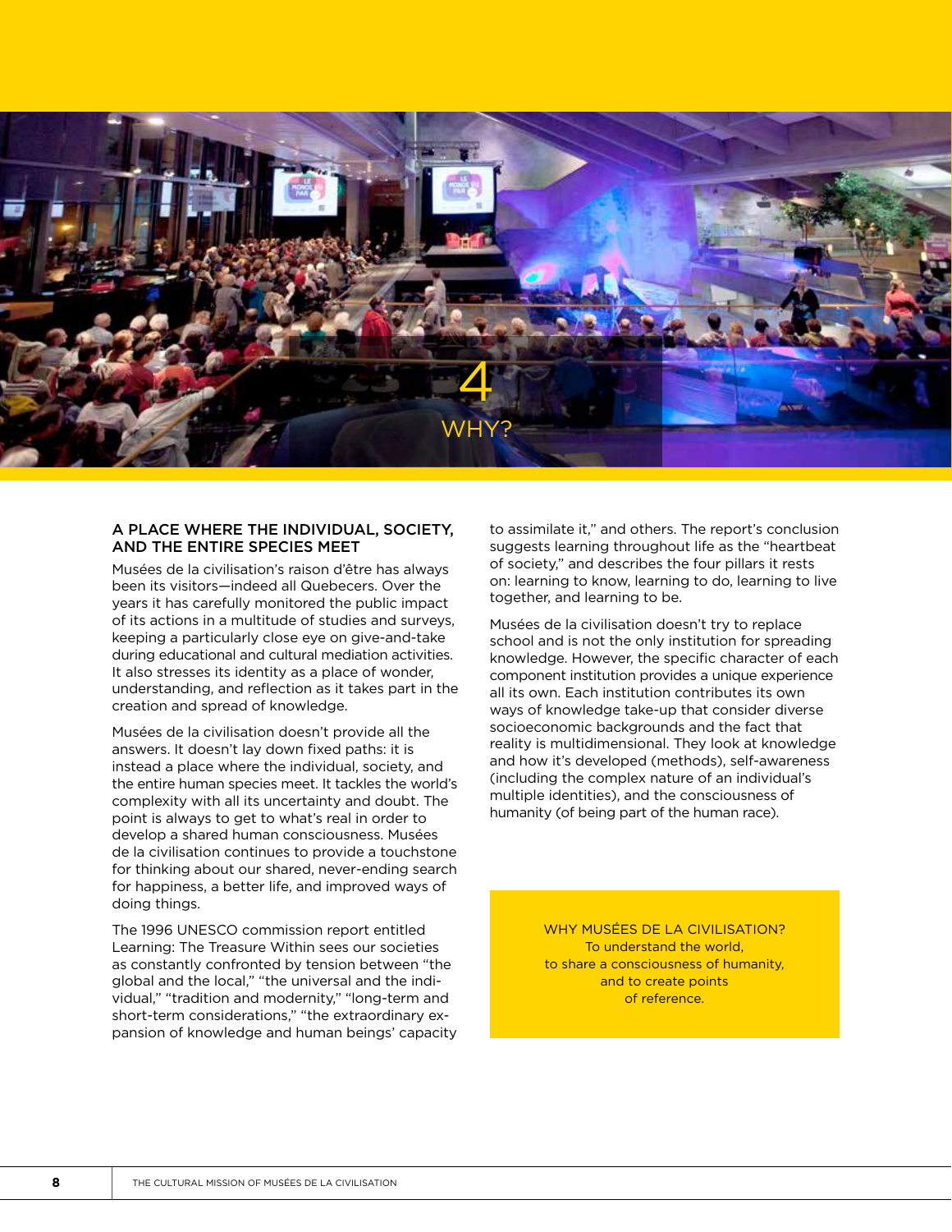# 4 WHY?

## A PLACE WHERE THE INDIVIDUAL, SOCIETY, AND THE ENTIRE SPECIES MEET

Musées de la civilisation's raison d'être has always been its visitors—indeed all Quebecers. Over the years it has carefully monitored the public impact of its actions in a multitude of studies and surveys, keeping a particularly close eye on give-and-take during educational and cultural mediation activities. It also stresses its identity as a place of wonder, understanding, and reflection as it takes part in the creation and spread of knowledge.

Musées de la civilisation doesn't provide all the answers. It doesn't lay down fixed paths: it is instead a place where the individual, society, and the entire human species meet. It tackles the world's complexity with all its uncertainty and doubt. The point is always to get to what's real in order to develop a shared human consciousness. Musées de la civilisation continues to provide a touchstone for thinking about our shared, never-ending search for happiness, a better life, and improved ways of doing things.

The 1996 UNESCO commission report entitled Learning: The Treasure Within sees our societies as constantly confronted by tension between "the global and the local," "the universal and the individual," "tradition and modernity," "long-term and short-term considerations," "the extraordinary expansion of knowledge and human beings' capacity to assimilate it," and others. The report's conclusion suggests learning throughout life as the "heartbeat of society," and describes the four pillars it rests on: learning to know, learning to do, learning to live together, and learning to be.

Musées de la civilisation doesn't try to replace school and is not the only institution for spreading knowledge. However, the specific character of each component institution provides a unique experience all its own. Each institution contributes its own ways of knowledge take-up that consider diverse socioeconomic backgrounds and the fact that reality is multidimensional. They look at knowledge and how it's developed (methods), self-awareness (including the complex nature of an individual's multiple identities), and the consciousness of humanity (of being part of the human race).

> WHY MUSÉES DE LA CIVILISATION?
> To understand the world,
> to share a consciousness of humanity,
> and to create points
> of reference.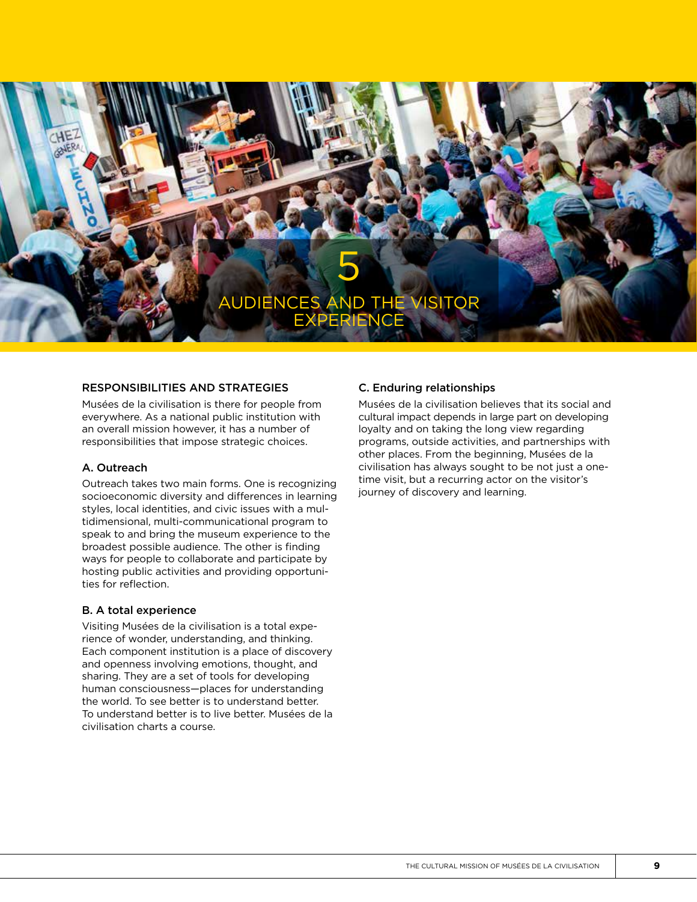# 5 AUDIENCES AND THE VISITOR EXPERIENCE

## RESPONSIBILITIES AND STRATEGIES

Musées de la civilisation is there for people from everywhere. As a national public institution with an overall mission however, it has a number of responsibilities that impose strategic choices.

### A. Outreach

Outreach takes two main forms. One is recognizing socioeconomic diversity and differences in learning styles, local identities, and civic issues with a multidimensional, multi-communicational program to speak to and bring the museum experience to the broadest possible audience. The other is finding ways for people to collaborate and participate by hosting public activities and providing opportunities for reflection.

### B. A total experience

Visiting Musées de la civilisation is a total experience of wonder, understanding, and thinking. Each component institution is a place of discovery and openness involving emotions, thought, and sharing. They are a set of tools for developing human consciousness—places for understanding the world. To see better is to understand better. To understand better is to live better. Musées de la civilisation charts a course.

### C. Enduring relationships

Musées de la civilisation believes that its social and cultural impact depends in large part on developing loyalty and on taking the long view regarding programs, outside activities, and partnerships with other places. From the beginning, Musées de la civilisation has always sought to be not just a one-time visit, but a recurring actor on the visitor's journey of discovery and learning.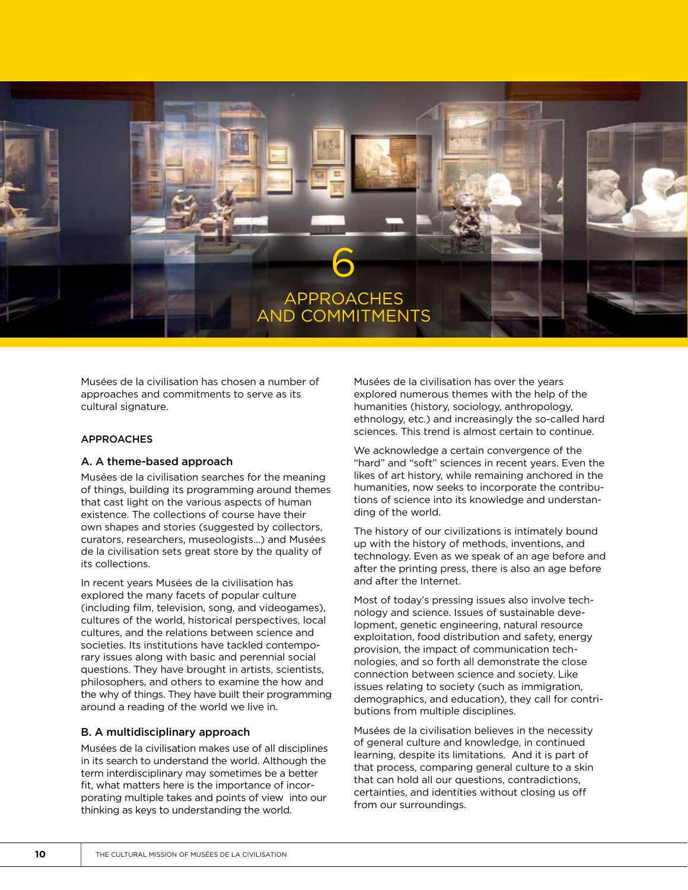# 6 APPROACHES AND COMMITMENTS

Musées de la civilisation has chosen a number of approaches and commitments to serve as its cultural signature.

## APPROACHES

### A. A theme-based approach

Musées de la civilisation searches for the meaning of things, building its programming around themes that cast light on the various aspects of human existence. The collections of course have their own shapes and stories (suggested by collectors, curators, researchers, museologists...) and Musées de la civilisation sets great store by the quality of its collections.

In recent years Musées de la civilisation has explored the many facets of popular culture (including film, television, song, and videogames), cultures of the world, historical perspectives, local cultures, and the relations between science and societies. Its institutions have tackled contemporary issues along with basic and perennial social questions. They have brought in artists, scientists, philosophers, and others to examine the how and the why of things. They have built their programming around a reading of the world we live in.

### B. A multidisciplinary approach

Musées de la civilisation makes use of all disciplines in its search to understand the world. Although the term interdisciplinary may sometimes be a better fit, what matters here is the importance of incorporating multiple takes and points of view into our thinking as keys to understanding the world.

Musées de la civilisation has over the years explored numerous themes with the help of the humanities (history, sociology, anthropology, ethnology, etc.) and increasingly the so-called hard sciences. This trend is almost certain to continue.

We acknowledge a certain convergence of the "hard" and "soft" sciences in recent years. Even the likes of art history, while remaining anchored in the humanities, now seeks to incorporate the contributions of science into its knowledge and understanding of the world.

The history of our civilizations is intimately bound up with the history of methods, inventions, and technology. Even as we speak of an age before and after the printing press, there is also an age before and after the Internet.

Most of today's pressing issues also involve technology and science. Issues of sustainable development, genetic engineering, natural resource exploitation, food distribution and safety, energy provision, the impact of communication technologies, and so forth all demonstrate the close connection between science and society. Like issues relating to society (such as immigration, demographics, and education), they call for contributions from multiple disciplines.

Musées de la civilisation believes in the necessity of general culture and knowledge, in continued learning, despite its limitations. And it is part of that process, comparing general culture to a skin that can hold all our questions, contradictions, certainties, and identities without closing us off from our surroundings.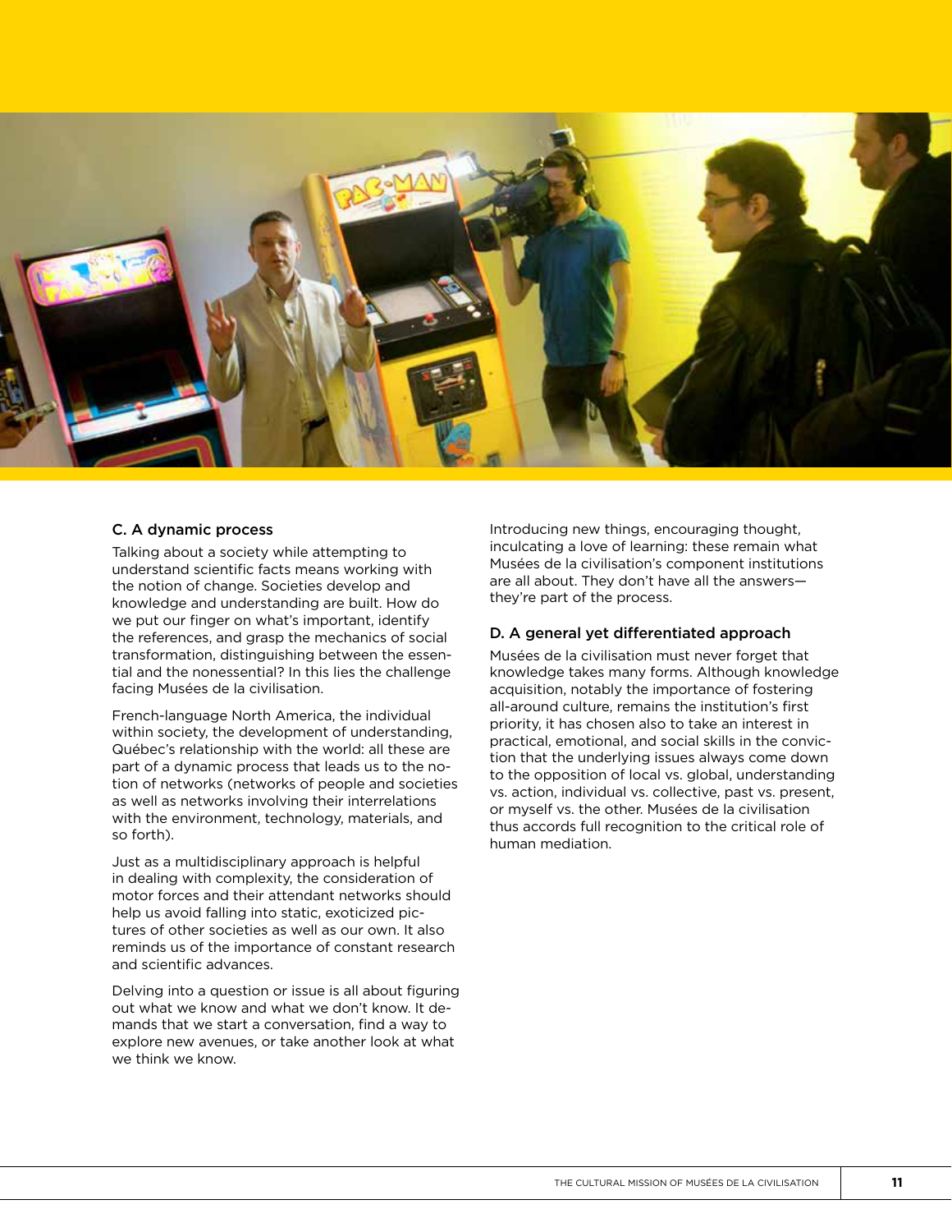### C. A dynamic process

Talking about a society while attempting to understand scientific facts means working with the notion of change. Societies develop and knowledge and understanding are built. How do we put our finger on what's important, identify the references, and grasp the mechanics of social transformation, distinguishing between the essential and the nonessential? In this lies the challenge facing Musées de la civilisation.

French-language North America, the individual within society, the development of understanding, Québec's relationship with the world: all these are part of a dynamic process that leads us to the notion of networks (networks of people and societies as well as networks involving their interrelations with the environment, technology, materials, and so forth).

Just as a multidisciplinary approach is helpful in dealing with complexity, the consideration of motor forces and their attendant networks should help us avoid falling into static, exoticized pictures of other societies as well as our own. It also reminds us of the importance of constant research and scientific advances.

Delving into a question or issue is all about figuring out what we know and what we don't know. It demands that we start a conversation, find a way to explore new avenues, or take another look at what we think we know.

Introducing new things, encouraging thought, inculcating a love of learning: these remain what Musées de la civilisation's component institutions are all about. They don't have all the answers—they're part of the process.

### D. A general yet differentiated approach

Musées de la civilisation must never forget that knowledge takes many forms. Although knowledge acquisition, notably the importance of fostering all-around culture, remains the institution's first priority, it has chosen also to take an interest in practical, emotional, and social skills in the conviction that the underlying issues always come down to the opposition of local vs. global, understanding vs. action, individual vs. collective, past vs. present, or myself vs. the other. Musées de la civilisation thus accords full recognition to the critical role of human mediation.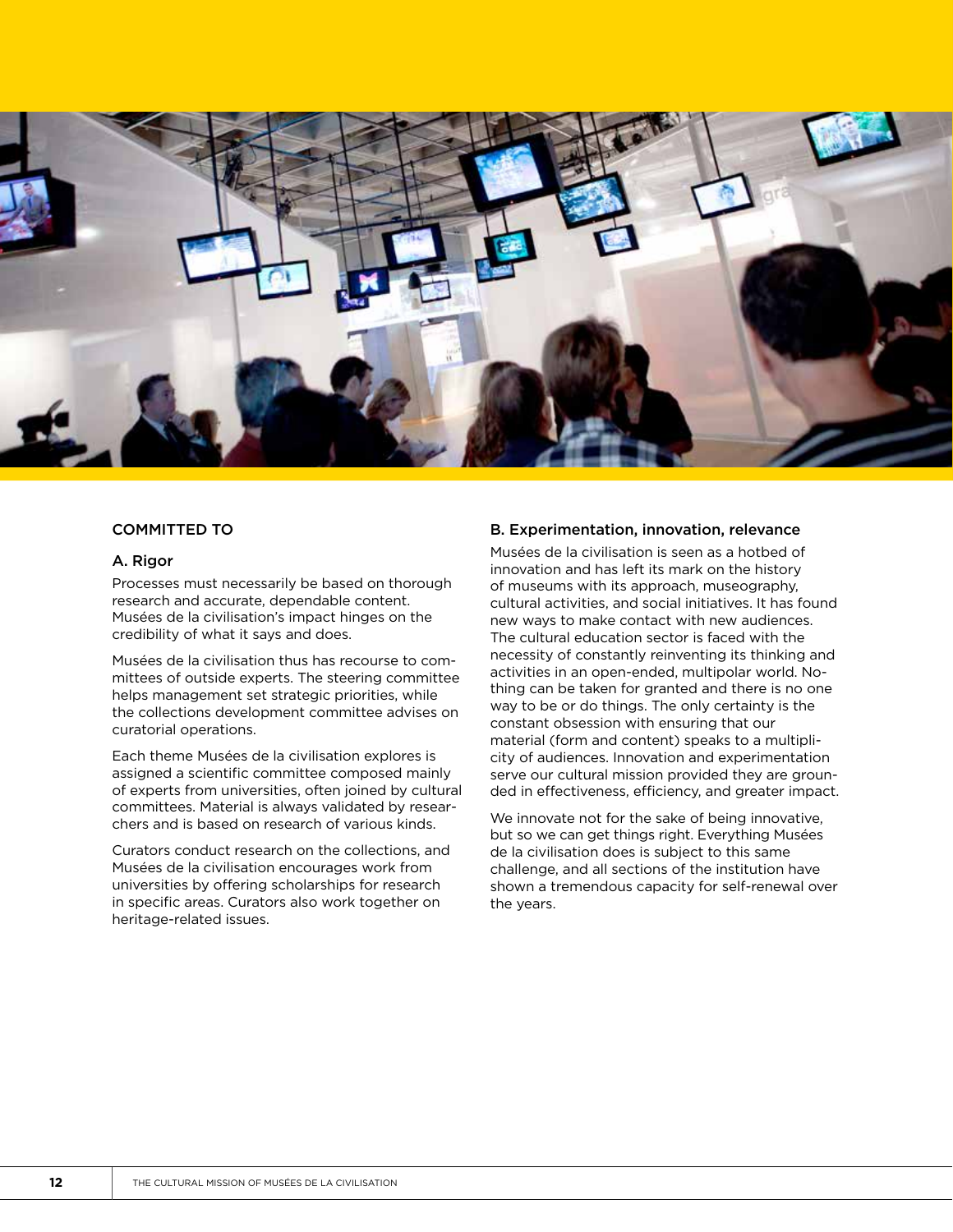## COMMITTED TO

### A. Rigor

Processes must necessarily be based on thorough research and accurate, dependable content. Musées de la civilisation's impact hinges on the credibility of what it says and does.

Musées de la civilisation thus has recourse to committees of outside experts. The steering committee helps management set strategic priorities, while the collections development committee advises on curatorial operations.

Each theme Musées de la civilisation explores is assigned a scientific committee composed mainly of experts from universities, often joined by cultural committees. Material is always validated by researchers and is based on research of various kinds.

Curators conduct research on the collections, and Musées de la civilisation encourages work from universities by offering scholarships for research in specific areas. Curators also work together on heritage-related issues.

### B. Experimentation, innovation, relevance

Musées de la civilisation is seen as a hotbed of innovation and has left its mark on the history of museums with its approach, museography, cultural activities, and social initiatives. It has found new ways to make contact with new audiences. The cultural education sector is faced with the necessity of constantly reinventing its thinking and activities in an open-ended, multipolar world. Nothing can be taken for granted and there is no one way to be or do things. The only certainty is the constant obsession with ensuring that our material (form and content) speaks to a multiplicity of audiences. Innovation and experimentation serve our cultural mission provided they are grounded in effectiveness, efficiency, and greater impact.

We innovate not for the sake of being innovative, but so we can get things right. Everything Musées de la civilisation does is subject to this same challenge, and all sections of the institution have shown a tremendous capacity for self-renewal over the years.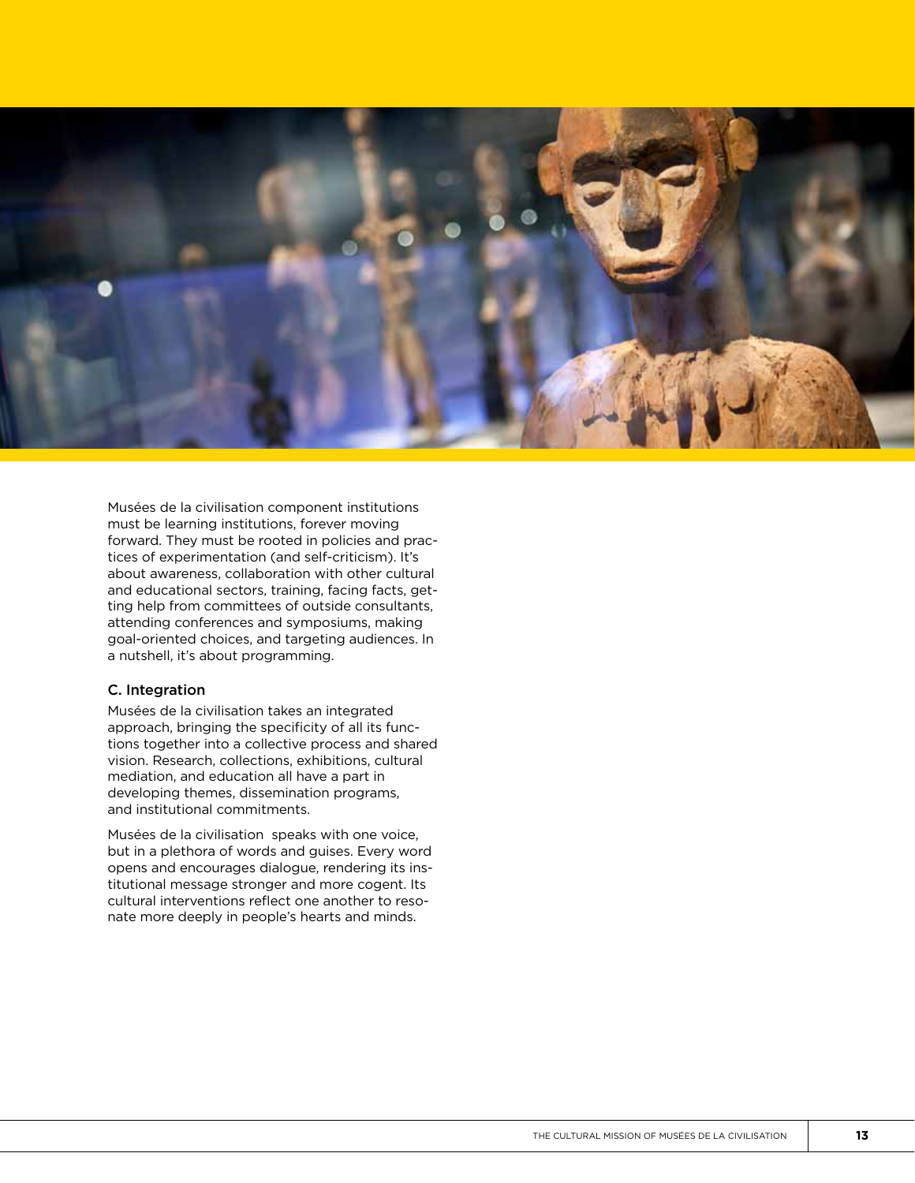Musées de la civilisation component institutions must be learning institutions, forever moving forward. They must be rooted in policies and practices of experimentation (and self-criticism). It's about awareness, collaboration with other cultural and educational sectors, training, facing facts, getting help from committees of outside consultants, attending conferences and symposiums, making goal-oriented choices, and targeting audiences. In a nutshell, it's about programming.

### C. Integration

Musées de la civilisation takes an integrated approach, bringing the specificity of all its functions together into a collective process and shared vision. Research, collections, exhibitions, cultural mediation, and education all have a part in developing themes, dissemination programs, and institutional commitments.

Musées de la civilisation speaks with one voice, but in a plethora of words and guises. Every word opens and encourages dialogue, rendering its institutional message stronger and more cogent. Its cultural interventions reflect one another to resonate more deeply in people's hearts and minds.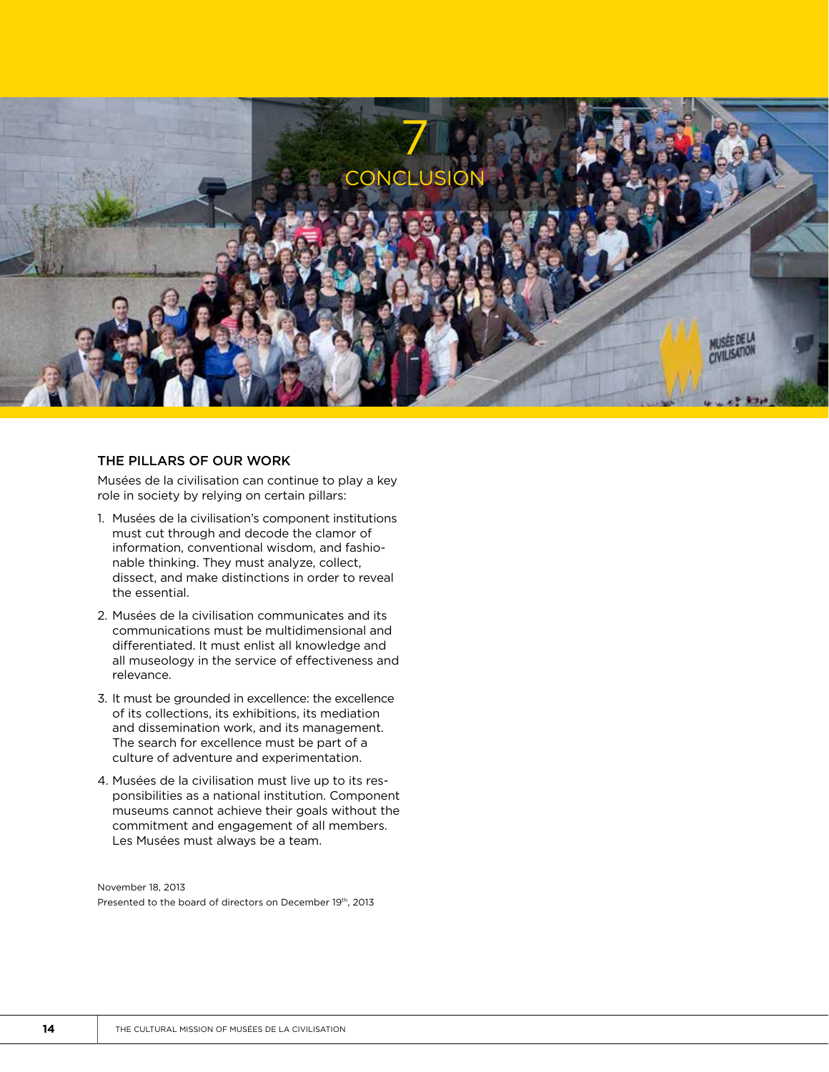# 7 CONCLUSION

## THE PILLARS OF OUR WORK

Musées de la civilisation can continue to play a key role in society by relying on certain pillars:

1. Musées de la civilisation's component institutions must cut through and decode the clamor of information, conventional wisdom, and fashionable thinking. They must analyze, collect, dissect, and make distinctions in order to reveal the essential.
2. Musées de la civilisation communicates and its communications must be multidimensional and differentiated. It must enlist all knowledge and all museology in the service of effectiveness and relevance.
3. It must be grounded in excellence: the excellence of its collections, its exhibitions, its mediation and dissemination work, and its management. The search for excellence must be part of a culture of adventure and experimentation.
4. Musées de la civilisation must live up to its responsibilities as a national institution. Component museums cannot achieve their goals without the commitment and engagement of all members. Les Musées must always be a team.

November 18, 2013
Presented to the board of directors on December 19th, 2013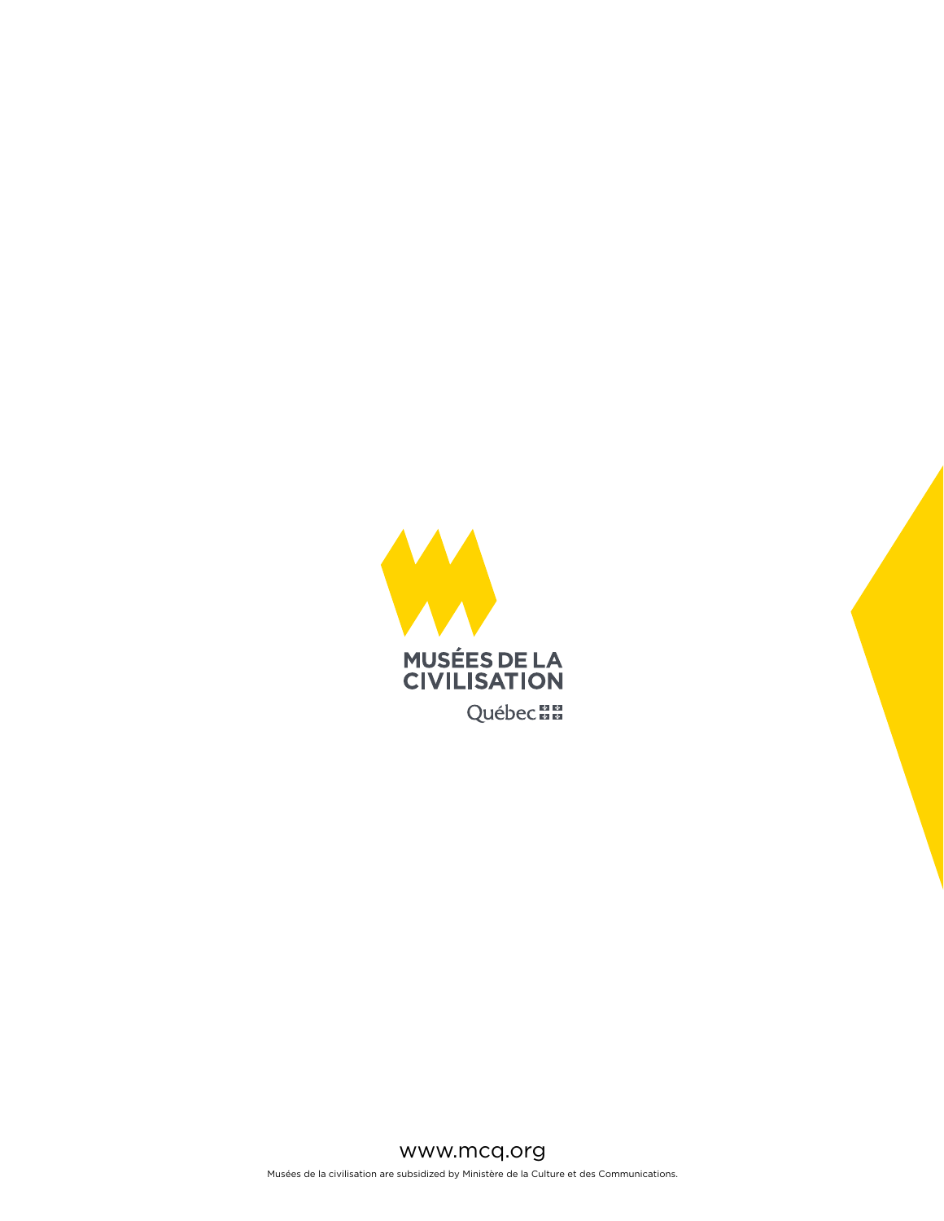MUSÉES DE LA CIVILISATION

Québec

www.mcq.org

Musées de la civilisation are subsidized by Ministère de la Culture et des Communications.